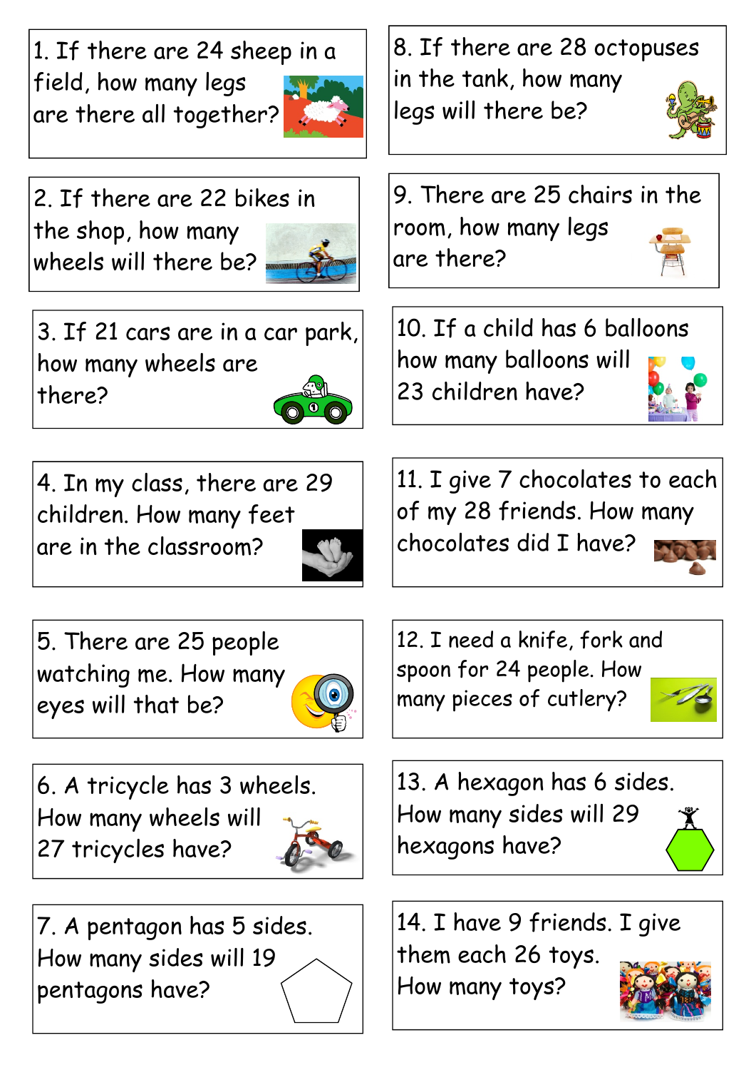1. If there are 24 sheep in a field, how many legs are there all together?

2. If there are 22 bikes in the shop, how many wheels will there be?

3. If 21 cars are in a car park, how many wheels are there?

4. In my class, there are 29 children. How many feet are in the classroom?

5. There are 25 people watching me. How many eyes will that be?

6. A tricycle has 3 wheels. How many wheels will 27 tricycles have?

7. A pentagon has 5 sides. How many sides will 19 pentagons have?

8. If there are 28 octopuses in the tank, how many legs will there be?

9. There are 25 chairs in the room, how many legs are there?

10. If a child has 6 balloons how many balloons will 23 children have?

11. I give 7 chocolates to each of my 28 friends. How many chocolates did I have?

12. I need a knife, fork and spoon for 24 people. How many pieces of cutlery?

13. A hexagon has 6 sides. How many sides will 29 hexagons have?

14. I have 9 friends. I give them each 26 toys. How many toys?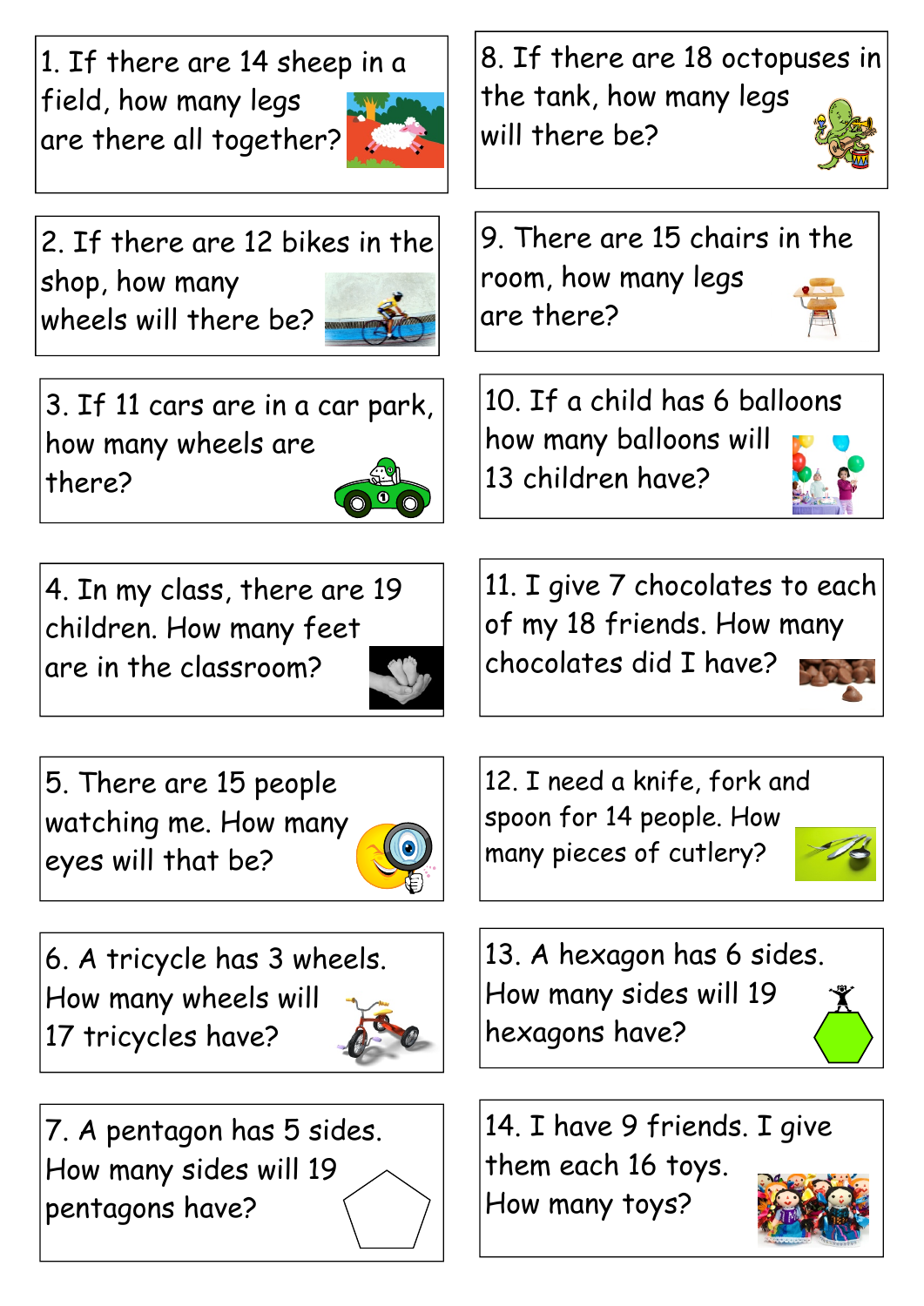1. If there are 14 sheep in a field, how many legs are there all together?

2. If there are 12 bikes in the shop, how many wheels will there be?

3. If 11 cars are in a car park, how many wheels are there?

4. In my class, there are 19 children. How many feet are in the classroom?

5. There are 15 people watching me. How many eyes will that be?

6. A tricycle has 3 wheels. How many wheels will 17 tricycles have?

7. A pentagon has 5 sides. How many sides will 19 pentagons have?

8. If there are 18 octopuses in the tank, how many legs will there be?

9. There are 15 chairs in the room, how many legs are there?

10. If a child has 6 balloons how many balloons will 13 children have?

11. I give 7 chocolates to each of my 18 friends. How many chocolates did I have?

12. I need a knife, fork and spoon for 14 people. How many pieces of cutlery?

13. A hexagon has 6 sides. How many sides will 19 hexagons have?

14. I have 9 friends. I give them each 16 toys. How many toys?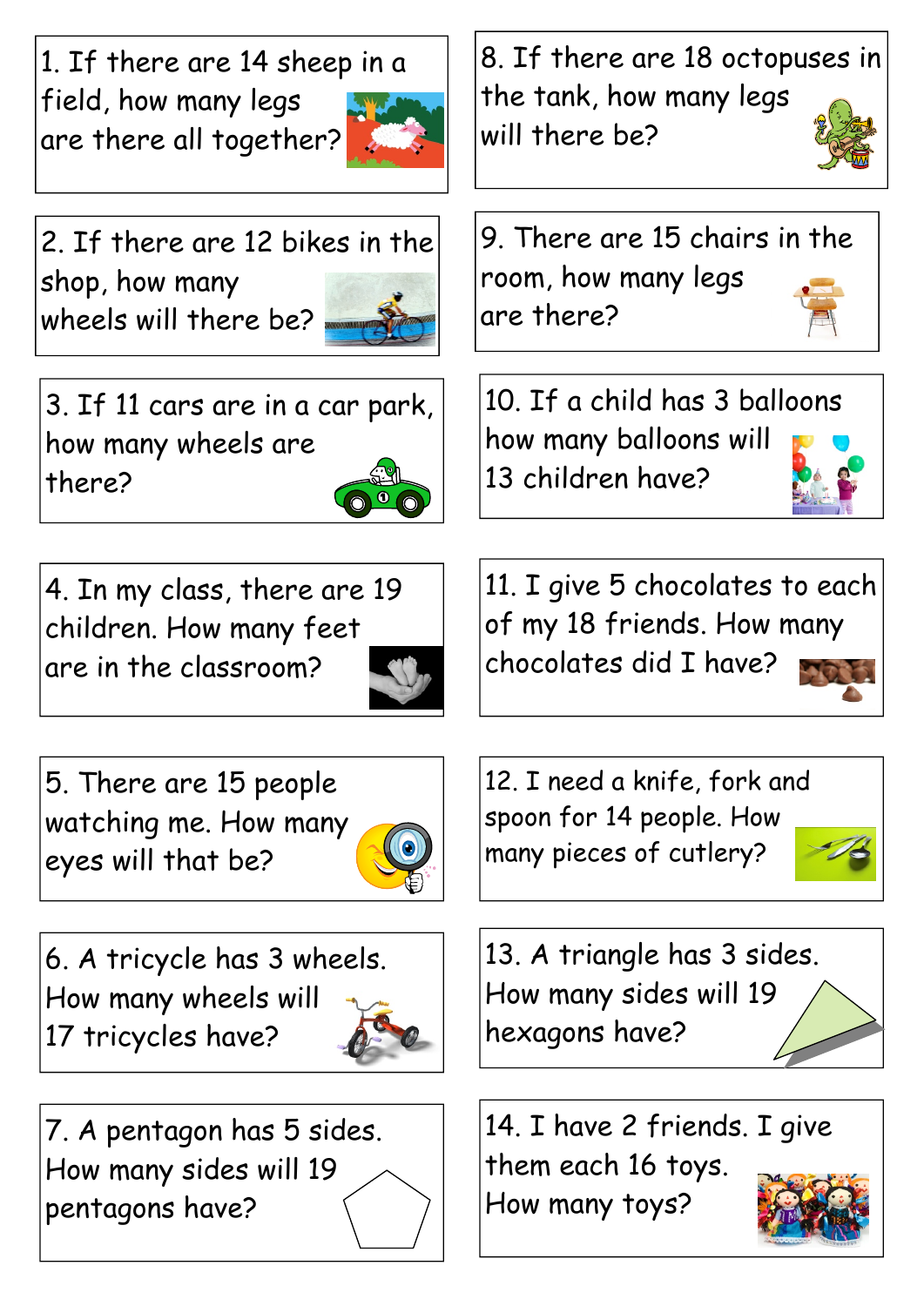1. If there are 14 sheep in a field, how many legs are there all together?

2. If there are 12 bikes in the shop, how many wheels will there be?

3. If 11 cars are in a car park, how many wheels are there?

4. In my class, there are 19 children. How many feet are in the classroom?

5. There are 15 people watching me. How many eyes will that be?

6. A tricycle has 3 wheels. How many wheels will 17 tricycles have?

7. A pentagon has 5 sides. How many sides will 19 pentagons have?

8. If there are 18 octopuses in the tank, how many legs will there be?

9. There are 15 chairs in the room, how many legs are there?

10. If a child has 3 balloons how many balloons will 13 children have?

11. I give 5 chocolates to each of my 18 friends. How many chocolates did I have?

12. I need a knife, fork and spoon for 14 people. How many pieces of cutlery?

13. A triangle has 3 sides. How many sides will 19 hexagons have?

14. I have 2 friends. I give them each 16 toys. How many toys?